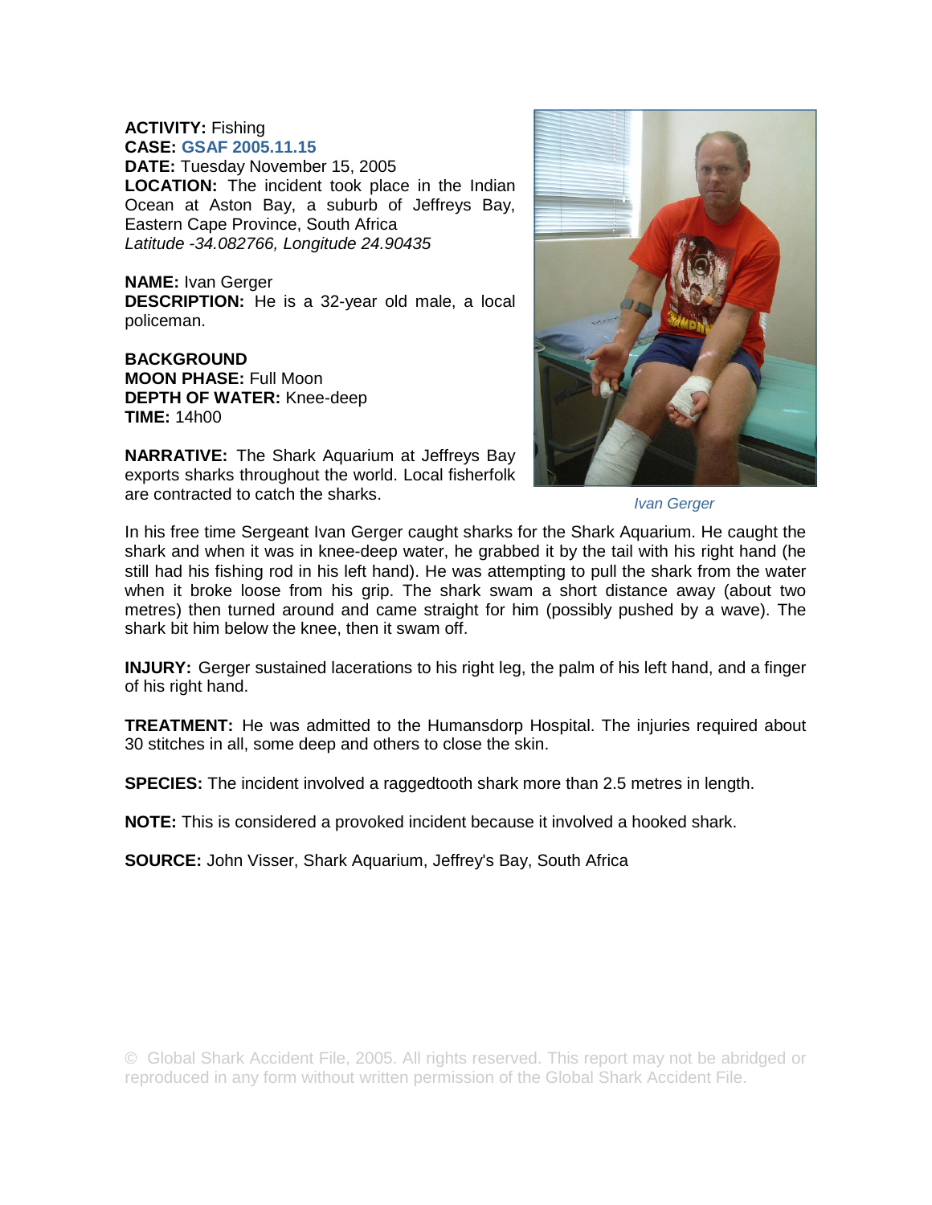**ACTIVITY:** Fishing
**CASE:** GSAF 2005.11.15
**DATE:** Tuesday November 15, 2005
**LOCATION:** The incident took place in the Indian Ocean at Aston Bay, a suburb of Jeffreys Bay, Eastern Cape Province, South Africa
*Latitude -34.082766, Longitude 24.90435*

**NAME:** Ivan Gerger
**DESCRIPTION:** He is a 32-year old male, a local policeman.

**BACKGROUND**
**MOON PHASE:** Full Moon
**DEPTH OF WATER:** Knee-deep
**TIME:** 14h00

**NARRATIVE:** The Shark Aquarium at Jeffreys Bay exports sharks throughout the world. Local fisherfolk are contracted to catch the sharks.

*Ivan Gerger*

In his free time Sergeant Ivan Gerger caught sharks for the Shark Aquarium. He caught the shark and when it was in knee-deep water, he grabbed it by the tail with his right hand (he still had his fishing rod in his left hand). He was attempting to pull the shark from the water when it broke loose from his grip. The shark swam a short distance away (about two metres) then turned around and came straight for him (possibly pushed by a wave). The shark bit him below the knee, then it swam off.

**INJURY:** Gerger sustained lacerations to his right leg, the palm of his left hand, and a finger of his right hand.

**TREATMENT:** He was admitted to the Humansdorp Hospital. The injuries required about 30 stitches in all, some deep and others to close the skin.

**SPECIES:** The incident involved a raggedtooth shark more than 2.5 metres in length.

**NOTE:** This is considered a provoked incident because it involved a hooked shark.

**SOURCE:** John Visser, Shark Aquarium, Jeffrey's Bay, South Africa

© Global Shark Accident File, 2005. All rights reserved. This report may not be abridged or reproduced in any form without written permission of the Global Shark Accident File.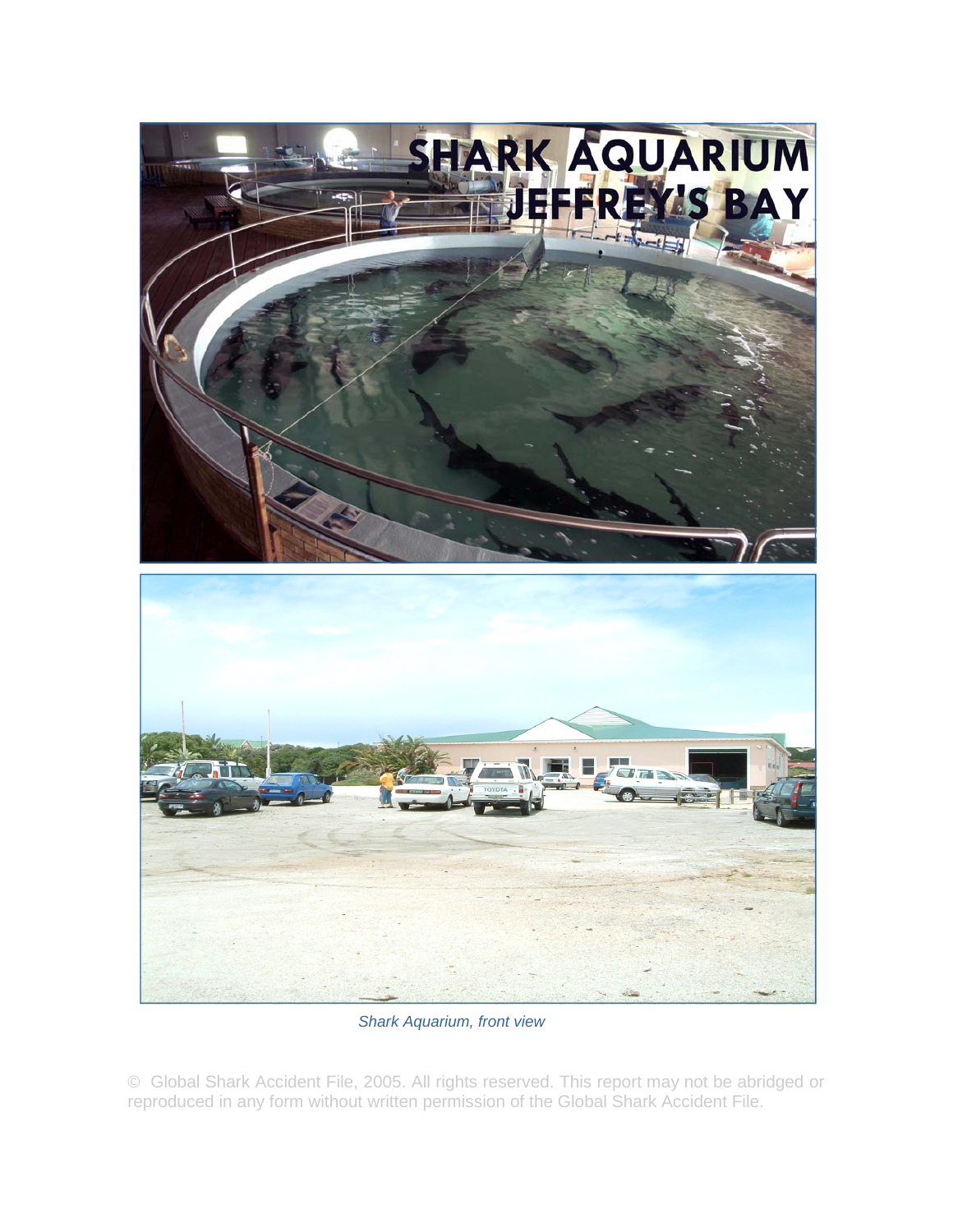*Shark Aquarium, front view*

© Global Shark Accident File, 2005. All rights reserved. This report may not be abridged or reproduced in any form without written permission of the Global Shark Accident File.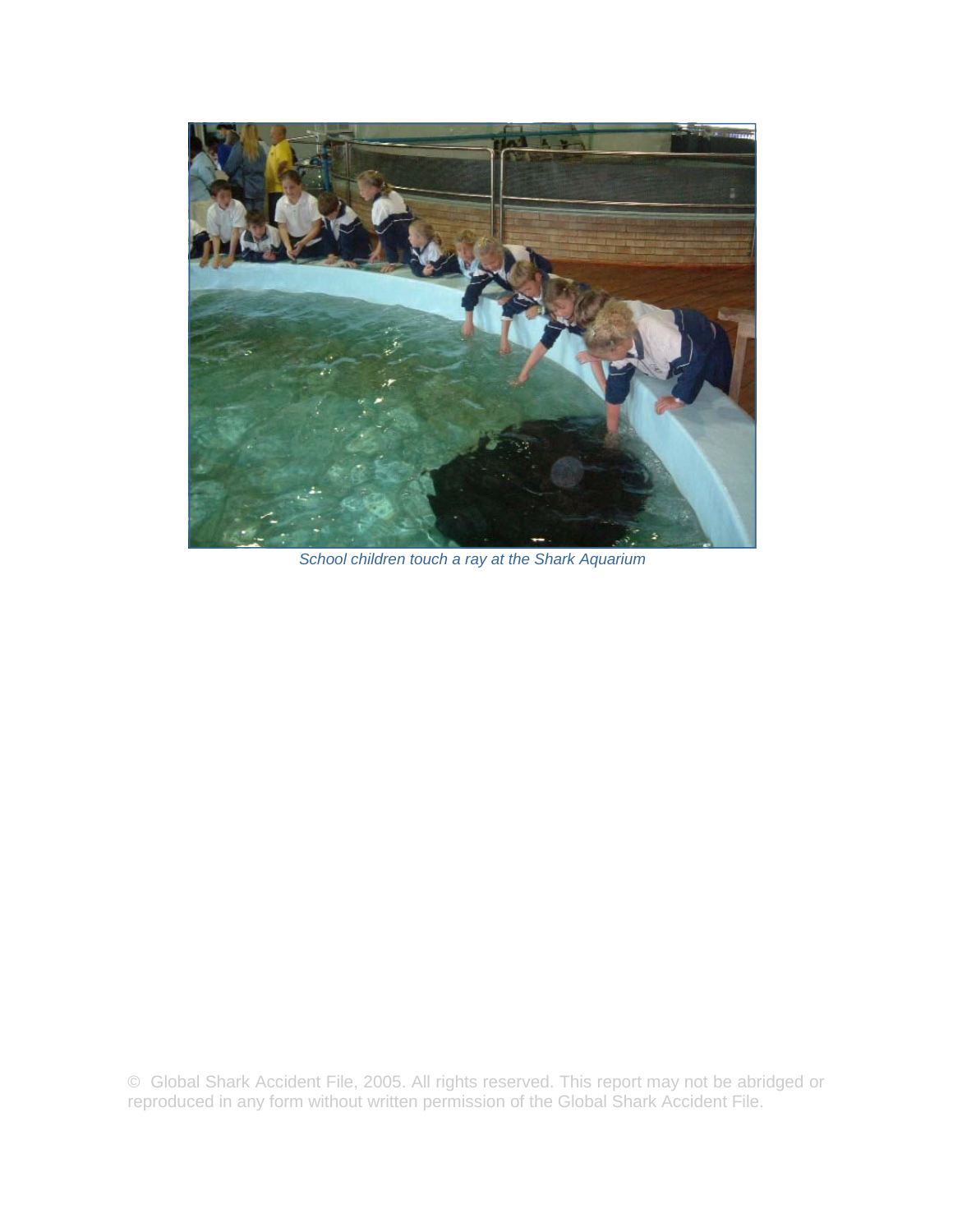*School children touch a ray at the Shark Aquarium*

© Global Shark Accident File, 2005. All rights reserved. This report may not be abridged or reproduced in any form without written permission of the Global Shark Accident File.